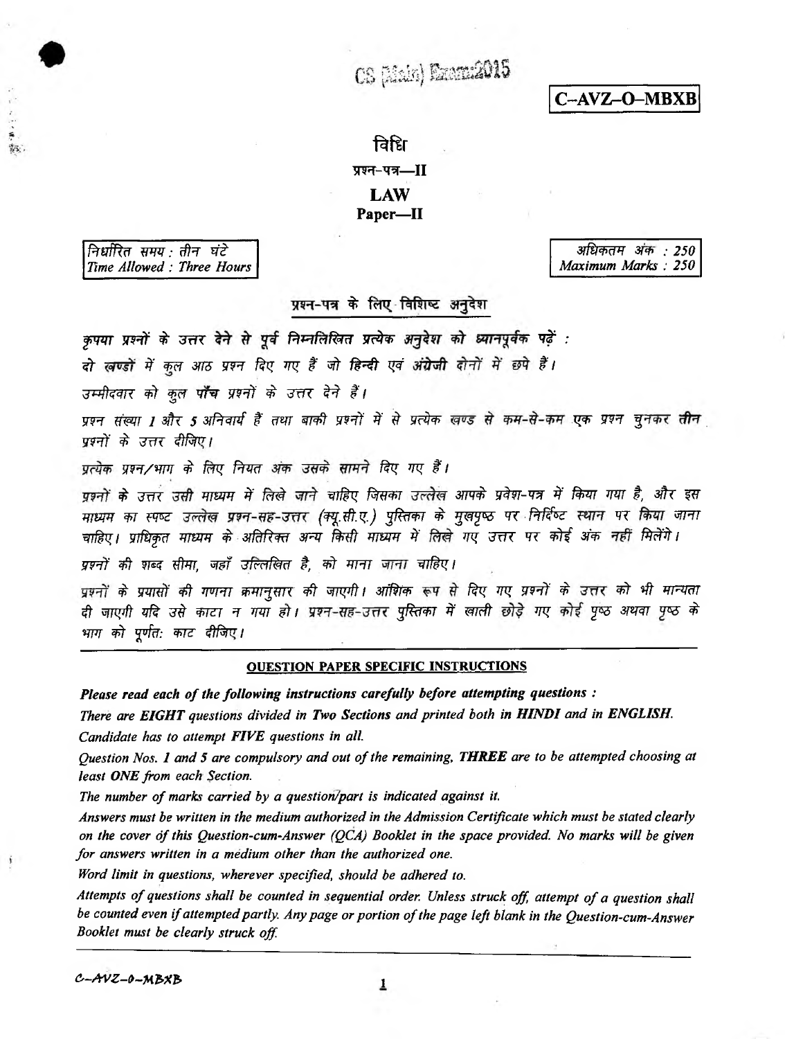CS (Main) Exam:2015

**C–AVZ–O–MBXB**

# विधि

## प्रश्न-पत्र—II

# LAW

## Paper—II

निर्धारित समय : तीन घंटे
*Time Allowed : Three Hours*

अधिकतम अंक : 250
*Maximum Marks : 250*

### प्रश्न-पत्र के लिए विशिष्ट अनुदेश

*कृपया प्रश्नों के उत्तर देने से पूर्व निम्नलिखित प्रत्येक अनुदेश को ध्यानपूर्वक पढ़ें :*

*दो खण्डों में कुल आठ प्रश्न दिए गए हैं जो हिन्दी एवं अंग्रेजी दोनों में छपे हैं।*

*उम्मीदवार को कुल पाँच प्रश्नों के उत्तर देने हैं।*

*प्रश्न संख्या 1 और 5 अनिवार्य हैं तथा बाकी प्रश्नों में से प्रत्येक खण्ड से कम-से-कम एक प्रश्न चुनकर तीन प्रश्नों के उत्तर दीजिए।*

*प्रत्येक प्रश्न/भाग के लिए नियत अंक उसके सामने दिए गए हैं।*

*प्रश्नों के उत्तर उसी माध्यम में लिखे जाने चाहिए जिसका उल्लेख आपके प्रवेश-पत्र में किया गया है, और इस माध्यम का स्पष्ट उल्लेख प्रश्न-सह-उत्तर (क्यू.सी.ए.) पुस्तिका के मुखपृष्ठ पर निर्दिष्ट स्थान पर किया जाना चाहिए। प्राधिकृत माध्यम के अतिरिक्त अन्य किसी माध्यम में लिखे गए उत्तर पर कोई अंक नहीं मिलेंगे।*

*प्रश्नों की शब्द सीमा, जहाँ उल्लिखित है, को माना जाना चाहिए।*

*प्रश्नों के प्रयासों की गणना क्रमानुसार की जाएगी। आंशिक रूप से दिए गए प्रश्नों के उत्तर को भी मान्यता दी जाएगी यदि उसे काटा न गया हो। प्रश्न-सह-उत्तर पुस्तिका में खाली छोड़े गए कोई पृष्ठ अथवा पृष्ठ के भाग को पूर्णतः काट दीजिए।*

---

### QUESTION PAPER SPECIFIC INSTRUCTIONS

***Please read each of the following instructions carefully before attempting questions :***

*There are **EIGHT** questions divided in **Two Sections** and printed both in **HINDI** and in **ENGLISH**.*

*Candidate has to attempt **FIVE** questions in all.*

*Question Nos. **1** and **5** are compulsory and out of the remaining, **THREE** are to be attempted choosing at least **ONE** from each Section.*

*The number of marks carried by a question/part is indicated against it.*

*Answers must be written in the medium authorized in the Admission Certificate which must be stated clearly on the cover of this Question-cum-Answer (QCA) Booklet in the space provided. No marks will be given for answers written in a medium other than the authorized one.*

*Word limit in questions, wherever specified, should be adhered to.*

*Attempts of questions shall be counted in sequential order. Unless struck off, attempt of a question shall be counted even if attempted partly. Any page or portion of the page left blank in the Question-cum-Answer Booklet must be clearly struck off.*

---

C–AVZ–O–MBXB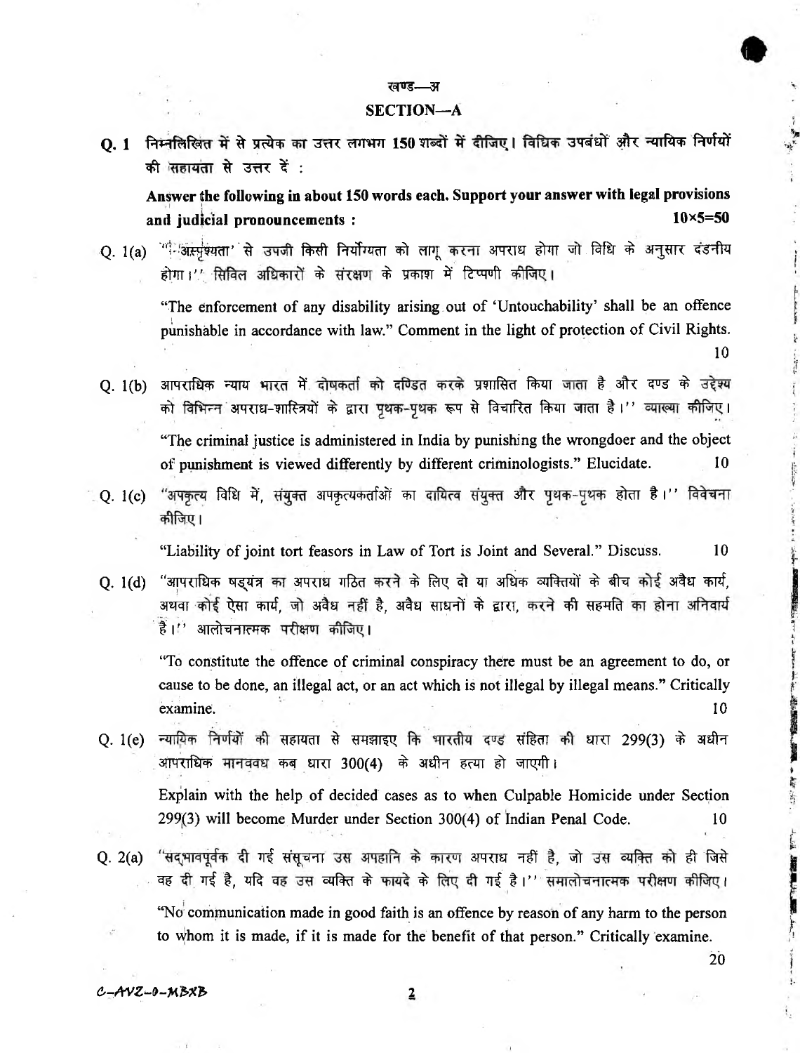## खण्ड—अ

## SECTION—A

**Q. 1** निम्नलिखित में से प्रत्येक का उत्तर लगभग 150 शब्दों में दीजिए। विधिक उपबंधों और न्यायिक निर्णयों की सहायता से उत्तर दें :

**Answer the following in about 150 words each. Support your answer with legal provisions and judicial pronouncements :** **10×5=50**

Q. 1(a) "'अस्पृश्यता' से उपजी किसी निर्योग्यता को लागू करना अपराध होगा जो विधि के अनुसार दंडनीय होगा।" सिविल अधिकारों के संरक्षण के प्रकाश में टिप्पणी कीजिए।

"The enforcement of any disability arising out of 'Untouchability' shall be an offence punishable in accordance with law." Comment in the light of protection of Civil Rights. 10

Q. 1(b) आपराधिक न्याय भारत में दोषकर्ता को दण्डित करके प्रशासित किया जाता है और दण्ड के उद्देश्य को विभिन्न अपराध-शास्त्रियों के द्वारा पृथक-पृथक रूप से विचारित किया जाता है।" व्याख्या कीजिए।

"The criminal justice is administered in India by punishing the wrongdoer and the object of punishment is viewed differently by different criminologists." Elucidate. 10

Q. 1(c) "अपकृत्य विधि में, संयुक्त अपकृत्यकर्ताओं का दायित्व संयुक्त और पृथक-पृथक होता है।" विवेचना कीजिए।

"Liability of joint tort feasors in Law of Tort is Joint and Several." Discuss. 10

Q. 1(d) "आपराधिक षड्यंत्र का अपराध गठित करने के लिए दो या अधिक व्यक्तियों के बीच कोई अवैध कार्य, अथवा कोई ऐसा कार्य, जो अवैध नहीं है, अवैध साधनों के द्वारा, करने की सहमति का होना अनिवार्य है।" आलोचनात्मक परीक्षण कीजिए।

"To constitute the offence of criminal conspiracy there must be an agreement to do, or cause to be done, an illegal act, or an act which is not illegal by illegal means." Critically examine. 10

Q. 1(e) न्यायिक निर्णयों की सहायता से समझाइए कि भारतीय दण्ड संहिता की धारा 299(3) के अधीन आपराधिक मानववध कब धारा 300(4) के अधीन हत्या हो जाएगी।

Explain with the help of decided cases as to when Culpable Homicide under Section 299(3) will become Murder under Section 300(4) of Indian Penal Code. 10

Q. 2(a) "सद्भावपूर्वक दी गई संसूचना उस अपहानि के कारण अपराध नहीं है, जो उस व्यक्ति को ही जिसे वह दी गई है, यदि वह उस व्यक्ति के फायदे के लिए दी गई है।" समालोचनात्मक परीक्षण कीजिए।

"No communication made in good faith is an offence by reason of any harm to the person to whom it is made, if it is made for the benefit of that person." Critically examine. 20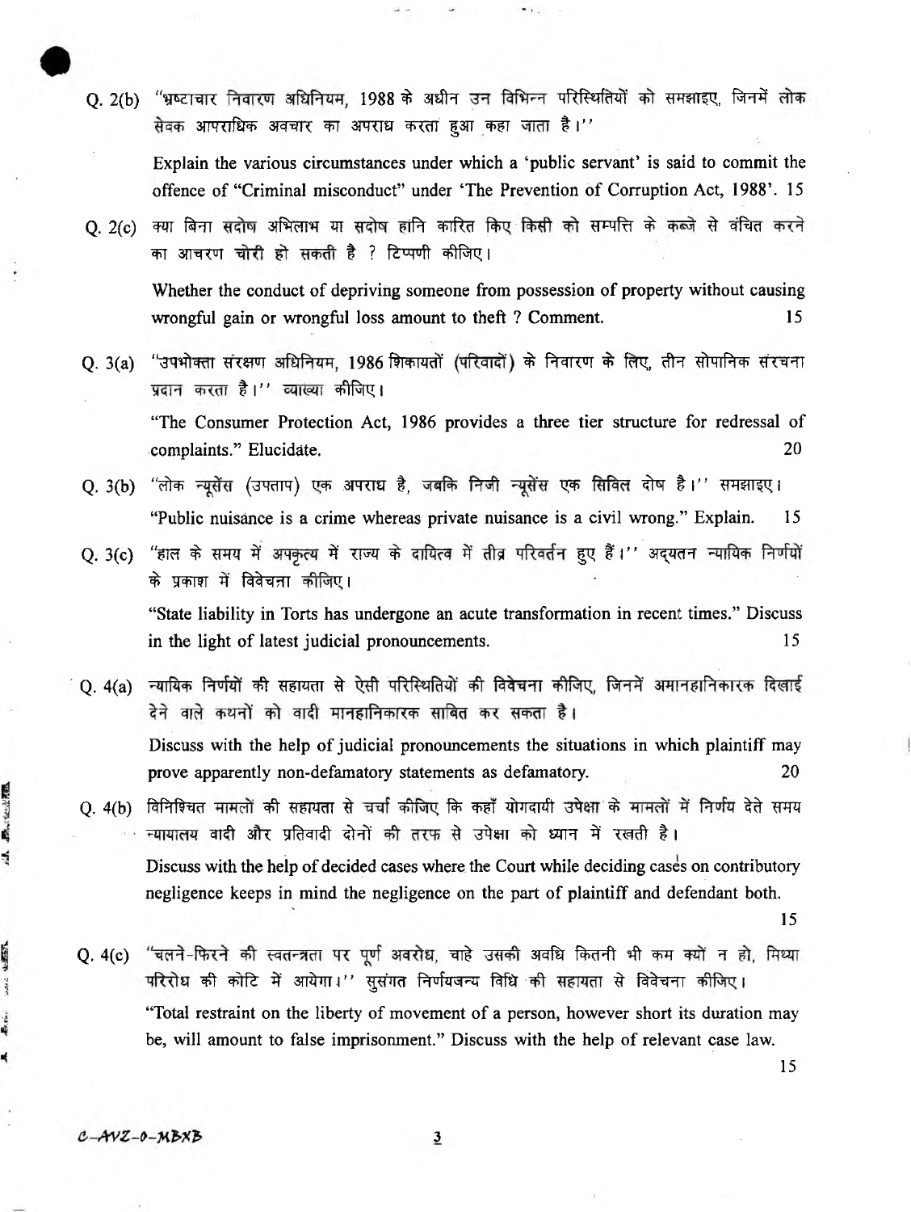Q. 2(b) "भ्रष्टाचार निवारण अधिनियम, 1988 के अधीन उन विभिन्न परिस्थितियों को समझाइए, जिनमें लोक सेवक आपराधिक अवचार का अपराध करता हुआ कहा जाता है।"

Explain the various circumstances under which a 'public servant' is said to commit the offence of "Criminal misconduct" under 'The Prevention of Corruption Act, 1988'. 15

Q. 2(c) क्या बिना सदोष अभिलाभ या सदोष हानि कारित किए किसी को सम्पत्ति के कब्जे से वंचित करने का आचरण चोरी हो सकती है ? टिप्पणी कीजिए।

Whether the conduct of depriving someone from possession of property without causing wrongful gain or wrongful loss amount to theft ? Comment. 15

Q. 3(a) "उपभोक्ता संरक्षण अधिनियम, 1986 शिकायतों (परिवादों) के निवारण के लिए, तीन सोपानिक संरचना प्रदान करता है।" व्याख्या कीजिए।

"The Consumer Protection Act, 1986 provides a three tier structure for redressal of complaints." Elucidate. 20

Q. 3(b) "लोक न्यूसेंस (उपताप) एक अपराध है, जबकि निजी न्यूसेंस एक सिविल दोष है।" समझाइए।

"Public nuisance is a crime whereas private nuisance is a civil wrong." Explain. 15

Q. 3(c) "हाल के समय में अपकृत्य में राज्य के दायित्व में तीव्र परिवर्तन हुए हैं।" अद्यतन न्यायिक निर्णयों के प्रकाश में विवेचना कीजिए।

"State liability in Torts has undergone an acute transformation in recent times." Discuss in the light of latest judicial pronouncements. 15

Q. 4(a) न्यायिक निर्णयों की सहायता से ऐसी परिस्थितियों की विवेचना कीजिए, जिनमें अमानहानिकारक दिखाई देने वाले कथनों को वादी मानहानिकारक साबित कर सकता है।

Discuss with the help of judicial pronouncements the situations in which plaintiff may prove apparently non-defamatory statements as defamatory. 20

Q. 4(b) विनिश्चित मामलों की सहायता से चर्चा कीजिए कि कहाँ योगदायी उपेक्षा के मामलों में निर्णय देते समय न्यायालय वादी और प्रतिवादी दोनों की तरफ से उपेक्षा को ध्यान में रखती है।

Discuss with the help of decided cases where the Court while deciding cases on contributory negligence keeps in mind the negligence on the part of plaintiff and defendant both. 15

Q. 4(c) "चलने-फिरने की स्वतन्त्रता पर पूर्ण अवरोध, चाहे उसकी अवधि कितनी भी कम क्यों न हो, मिथ्या परिरोध की कोटि में आयेगा।" सुसंगत निर्णयजन्य विधि की सहायता से विवेचना कीजिए।

"Total restraint on the liberty of movement of a person, however short its duration may be, will amount to false imprisonment." Discuss with the help of relevant case law. 15

C-AVZ-O-MBXB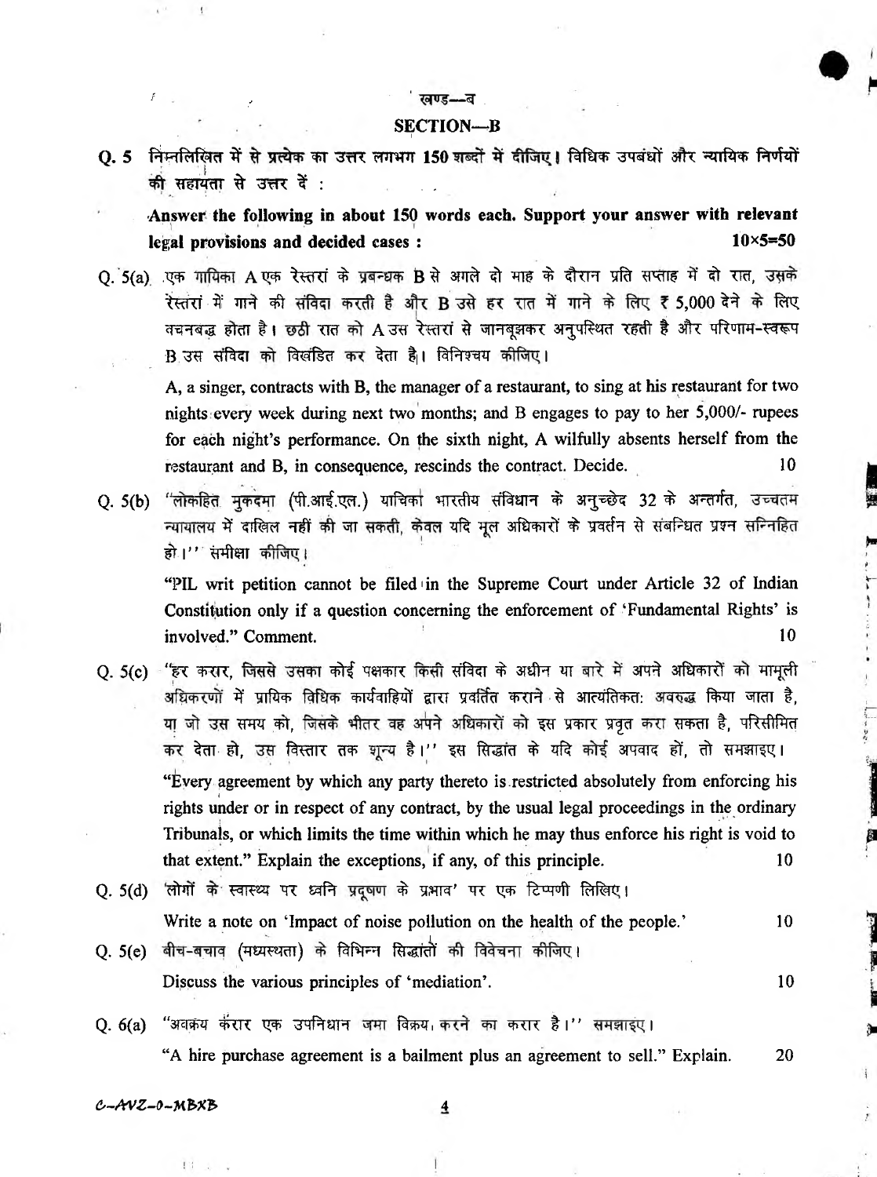## खण्ड—ब

## SECTION—B

**Q. 5** निम्नलिखित में से प्रत्येक का उत्तर लगभग 150 शब्दों में दीजिए। विधिक उपबंधों और न्यायिक निर्णयों की सहायता से उत्तर दें :

**Answer the following in about 150 words each. Support your answer with relevant legal provisions and decided cases :** **10×5=50**

Q. 5(a) एक गायिका A एक रेस्तरां के प्रबन्धक B से अगले दो माह के दौरान प्रति सप्ताह में दो रात, उसके रेस्तरां में गाने की संविदा करती है और B उसे हर रात में गाने के लिए ₹ 5,000 देने के लिए वचनबद्ध होता है। छठी रात को A उस रेस्तरां से जानबूझकर अनुपस्थित रहती है और परिणाम-स्वरूप B उस संविदा को विखंडित कर देता है। विनिश्चय कीजिए।

A, a singer, contracts with B, the manager of a restaurant, to sing at his restaurant for two nights every week during next two months; and B engages to pay to her 5,000/- rupees for each night's performance. On the sixth night, A wilfully absents herself from the restaurant and B, in consequence, rescinds the contract. Decide. 10

Q. 5(b) "लोकहित मुकदमा (पी.आई.एल.) याचिका भारतीय संविधान के अनुच्छेद 32 के अन्तर्गत, उच्चतम न्यायालय में दाखिल नहीं की जा सकती, केवल यदि मूल अधिकारों के प्रवर्तन से संबन्धित प्रश्न सन्निहित हो।" समीक्षा कीजिए।

"PIL writ petition cannot be filed in the Supreme Court under Article 32 of Indian Constitution only if a question concerning the enforcement of 'Fundamental Rights' is involved." Comment. 10

Q. 5(c) "हर करार, जिससे उसका कोई पक्षकार किसी संविदा के अधीन या बारे में अपने अधिकारों को मामूली अधिकरणों में प्रायिक विधिक कार्यवाहियों द्वारा प्रवर्तित कराने से आत्यंतिकत: अवरुद्ध किया जाता है, या जो उस समय को, जिसके भीतर वह अपने अधिकारों को इस प्रकार प्रवृत करा सकता है, परिसीमित कर देता हो, उस विस्तार तक शून्य है।" इस सिद्धांत के यदि कोई अपवाद हों, तो समझाइए।

"Every agreement by which any party thereto is restricted absolutely from enforcing his rights under or in respect of any contract, by the usual legal proceedings in the ordinary Tribunals, or which limits the time within which he may thus enforce his right is void to that extent." Explain the exceptions, if any, of this principle. 10

Q. 5(d) 'लोगों के स्वास्थ्य पर ध्वनि प्रदूषण के प्रभाव' पर एक टिप्पणी लिखिए।

Write a note on 'Impact of noise pollution on the health of the people.' 10

Q. 5(e) बीच-बचाव (मध्यस्थता) के विभिन्न सिद्धांतों की विवेचना कीजिए।

Discuss the various principles of 'mediation'. 10

Q. 6(a) "अवक्रय करार एक उपनिधान जमा विक्रय करने का करार है।" समझाइए।

"A hire purchase agreement is a bailment plus an agreement to sell." Explain. 20

C-AVZ-O-MBXB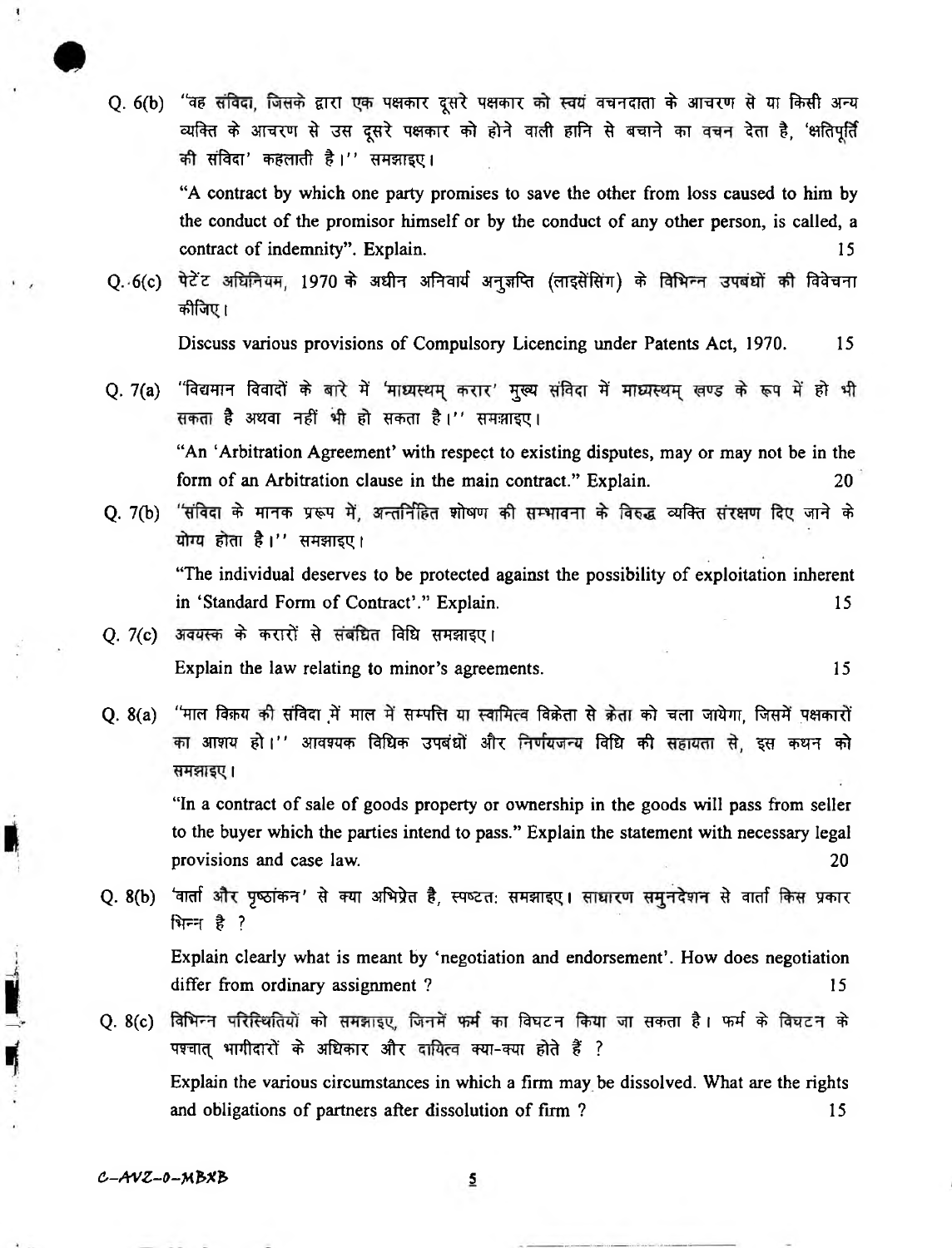Q. 6(b) "वह संविदा, जिसके द्वारा एक पक्षकार दूसरे पक्षकार को स्वयं वचनदाता के आचरण से या किसी अन्य व्यक्ति के आचरण से उस दूसरे पक्षकार को होने वाली हानि से बचाने का वचन देता है, 'क्षतिपूर्ति की संविदा' कहलाती है।" समझाइए।

"A contract by which one party promises to save the other from loss caused to him by the conduct of the promisor himself or by the conduct of any other person, is called, a contract of indemnity". Explain. 15

Q. 6(c) पेटेंट अधिनियम, 1970 के अधीन अनिवार्य अनुज्ञप्ति (लाइसेंसिंग) के विभिन्न उपबंधों की विवेचना कीजिए।

Discuss various provisions of Compulsory Licencing under Patents Act, 1970. 15

Q. 7(a) "विद्यमान विवादों के बारे में 'माध्यस्थम् करार' मुख्य संविदा में माध्यस्थम् खण्ड के रूप में हो भी सकता है अथवा नहीं भी हो सकता है।" समझाइए।

"An 'Arbitration Agreement' with respect to existing disputes, may or may not be in the form of an Arbitration clause in the main contract." Explain. 20

Q. 7(b) "संविदा के मानक प्रारूप में, अन्तर्निहित शोषण की सम्भावना के विरुद्ध व्यक्ति संरक्षण दिए जाने के योग्य होता है।" समझाइए।

"The individual deserves to be protected against the possibility of exploitation inherent in 'Standard Form of Contract'." Explain. 15

Q. 7(c) अवयस्क के करारों से संबंधित विधि समझाइए।

Explain the law relating to minor's agreements. 15

Q. 8(a) "माल विक्रय की संविदा में माल में सम्पत्ति या स्वामित्व विक्रेता से क्रेता को चला जायेगा, जिसमें पक्षकारों का आशय हो।" आवश्यक विधिक उपबंधों और निर्णयजन्य विधि की सहायता से, इस कथन को समझाइए।

"In a contract of sale of goods property or ownership in the goods will pass from seller to the buyer which the parties intend to pass." Explain the statement with necessary legal provisions and case law. 20

Q. 8(b) 'वार्ता और पृष्ठांकन' से क्या अभिप्रेत है, स्पष्टत: समझाइए। साधारण समुनदेशन से वार्ता किस प्रकार भिन्न है ?

Explain clearly what is meant by 'negotiation and endorsement'. How does negotiation differ from ordinary assignment ? 15

Q. 8(c) विभिन्न परिस्थितियों को समझाइए, जिनमें फर्म का विघटन किया जा सकता है। फर्म के विघटन के पश्चात् भागीदारों के अधिकार और दायित्व क्या-क्या होते हैं ?

Explain the various circumstances in which a firm may be dissolved. What are the rights and obligations of partners after dissolution of firm ? 15

C-AVZ-O-MBXB